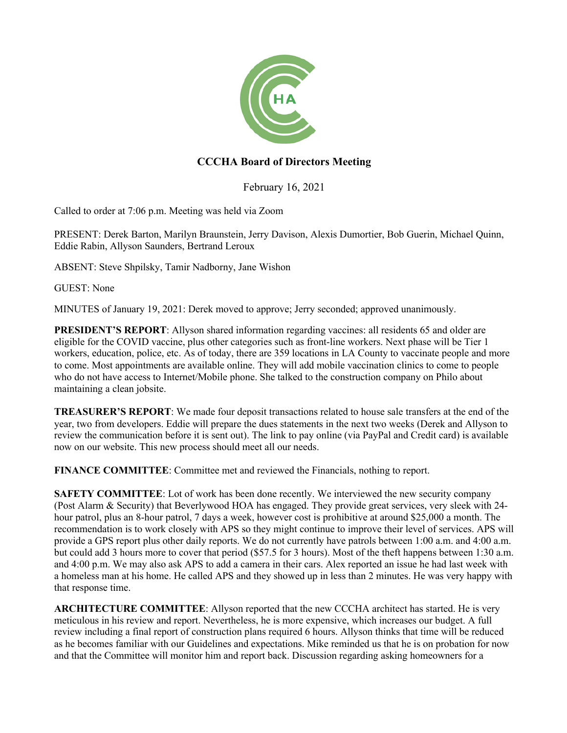# CCCHA Board of Directors Meeting

February 16, 2021

Called to order at 7:06 p.m. Meeting was held via Zoom

PRESENT: Derek Barton, Marilyn Braunstein, Jerry Davison, Alexis Dumortier, Bob Guerin, Michael Quinn, Eddie Rabin, Allyson Saunders, Bertrand Leroux

ABSENT: Steve Shpilsky, Tamir Nadborny, Jane Wishon

GUEST: None

MINUTES of January 19, 2021: Derek moved to approve; Jerry seconded; approved unanimously.

**PRESIDENT'S REPORT**: Allyson shared information regarding vaccines: all residents 65 and older are eligible for the COVID vaccine, plus other categories such as front-line workers. Next phase will be Tier 1 workers, education, police, etc. As of today, there are 359 locations in LA County to vaccinate people and more to come. Most appointments are available online. They will add mobile vaccination clinics to come to people who do not have access to Internet/Mobile phone. She talked to the construction company on Philo about maintaining a clean jobsite.

**TREASURER'S REPORT**: We made four deposit transactions related to house sale transfers at the end of the year, two from developers. Eddie will prepare the dues statements in the next two weeks (Derek and Allyson to review the communication before it is sent out). The link to pay online (via PayPal and Credit card) is available now on our website. This new process should meet all our needs.

**FINANCE COMMITTEE**: Committee met and reviewed the Financials, nothing to report.

**SAFETY COMMITTEE**: Lot of work has been done recently. We interviewed the new security company (Post Alarm & Security) that Beverlywood HOA has engaged. They provide great services, very sleek with 24-hour patrol, plus an 8-hour patrol, 7 days a week, however cost is prohibitive at around $25,000 a month. The recommendation is to work closely with APS so they might continue to improve their level of services. APS will provide a GPS report plus other daily reports. We do not currently have patrols between 1:00 a.m. and 4:00 a.m. but could add 3 hours more to cover that period ($57.5 for 3 hours). Most of the theft happens between 1:30 a.m. and 4:00 p.m. We may also ask APS to add a camera in their cars. Alex reported an issue he had last week with a homeless man at his home. He called APS and they showed up in less than 2 minutes. He was very happy with that response time.

**ARCHITECTURE COMMITTEE**: Allyson reported that the new CCCHA architect has started. He is very meticulous in his review and report. Nevertheless, he is more expensive, which increases our budget. A full review including a final report of construction plans required 6 hours. Allyson thinks that time will be reduced as he becomes familiar with our Guidelines and expectations. Mike reminded us that he is on probation for now and that the Committee will monitor him and report back. Discussion regarding asking homeowners for a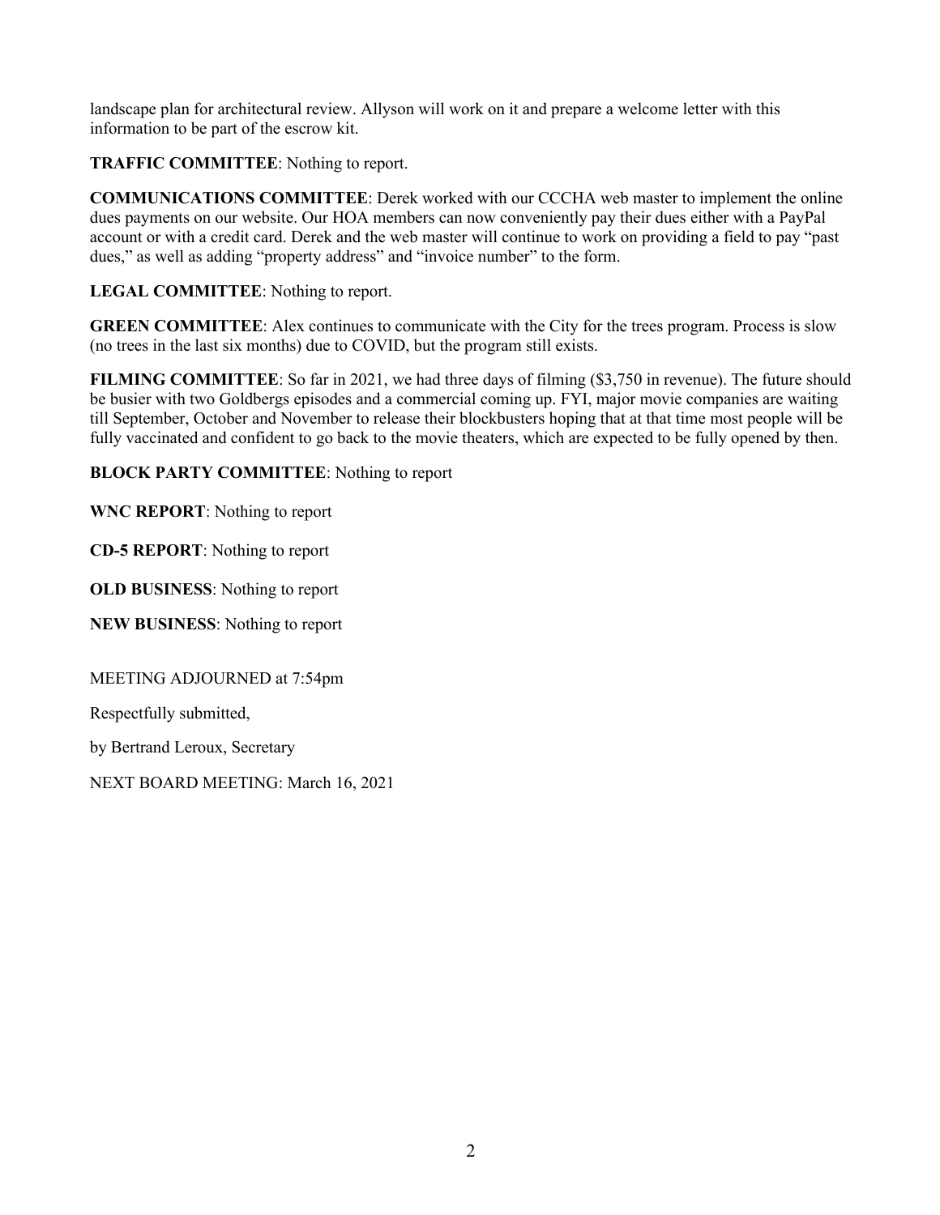landscape plan for architectural review. Allyson will work on it and prepare a welcome letter with this information to be part of the escrow kit.

**TRAFFIC COMMITTEE**: Nothing to report.

**COMMUNICATIONS COMMITTEE**: Derek worked with our CCCHA web master to implement the online dues payments on our website. Our HOA members can now conveniently pay their dues either with a PayPal account or with a credit card. Derek and the web master will continue to work on providing a field to pay "past dues," as well as adding "property address" and "invoice number" to the form.

**LEGAL COMMITTEE**: Nothing to report.

**GREEN COMMITTEE**: Alex continues to communicate with the City for the trees program. Process is slow (no trees in the last six months) due to COVID, but the program still exists.

**FILMING COMMITTEE**: So far in 2021, we had three days of filming ($3,750 in revenue). The future should be busier with two Goldbergs episodes and a commercial coming up. FYI, major movie companies are waiting till September, October and November to release their blockbusters hoping that at that time most people will be fully vaccinated and confident to go back to the movie theaters, which are expected to be fully opened by then.

**BLOCK PARTY COMMITTEE**: Nothing to report

**WNC REPORT**: Nothing to report

**CD-5 REPORT**: Nothing to report

**OLD BUSINESS**: Nothing to report

**NEW BUSINESS**: Nothing to report

MEETING ADJOURNED at 7:54pm

Respectfully submitted,

by Bertrand Leroux, Secretary

NEXT BOARD MEETING: March 16, 2021